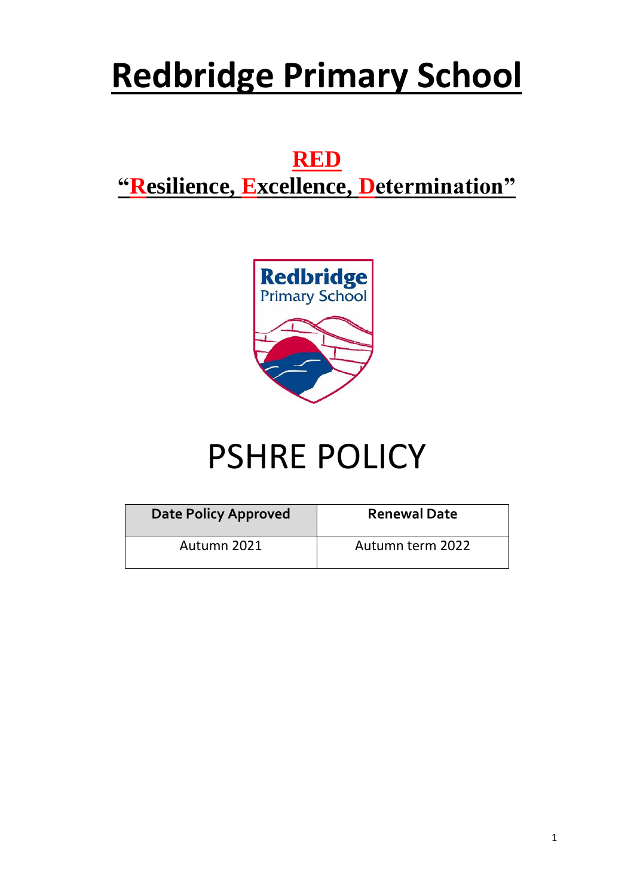# Redbridge Primary School

## RED

## "Resilience, Excellence, Determination"

# PSHRE POLICY

| Date Policy Approved | Renewal Date |
|---|---|
| Autumn 2021 | Autumn term 2022 |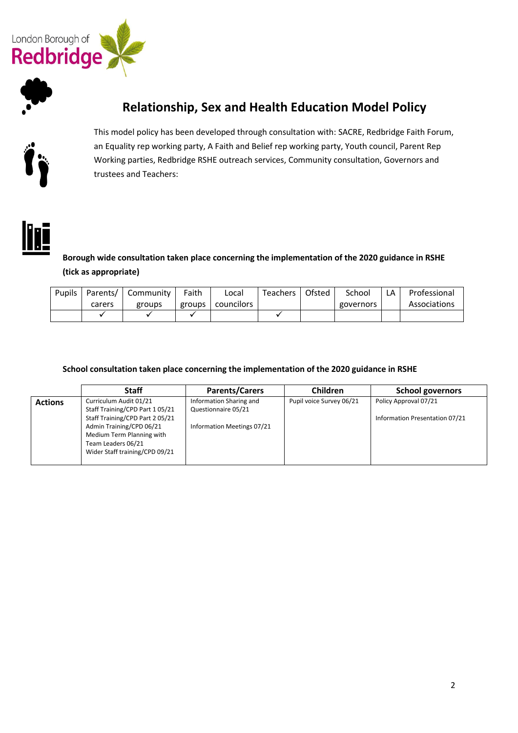London Borough of Redbridge

# Relationship, Sex and Health Education Model Policy

This model policy has been developed through consultation with: SACRE, Redbridge Faith Forum, an Equality rep working party, A Faith and Belief rep working party, Youth council, Parent Rep Working parties, Redbridge RSHE outreach services, Community consultation, Governors and trustees and Teachers:

**Borough wide consultation taken place concerning the implementation of the 2020 guidance in RSHE (tick as appropriate)**

| Pupils | Parents/ carers | Community groups | Faith groups | Local councilors | Teachers | Ofsted | School governors | LA | Professional Associations |
|---|---|---|---|---|---|---|---|---|---|
| | ✓ | ✓ | ✓ | | ✓ | | | | |

**School consultation taken place concerning the implementation of the 2020 guidance in RSHE**

| | Staff | Parents/Carers | Children | School governors |
|---|---|---|---|---|
| **Actions** | Curriculum Audit 01/21<br>Staff Training/CPD Part 1 05/21<br>Staff Training/CPD Part 2 05/21<br>Admin Training/CPD 06/21<br>Medium Term Planning with Team Leaders 06/21<br>Wider Staff training/CPD 09/21 | Information Sharing and Questionnaire 05/21<br><br>Information Meetings 07/21 | Pupil voice Survey 06/21 | Policy Approval 07/21<br><br>Information Presentation 07/21 |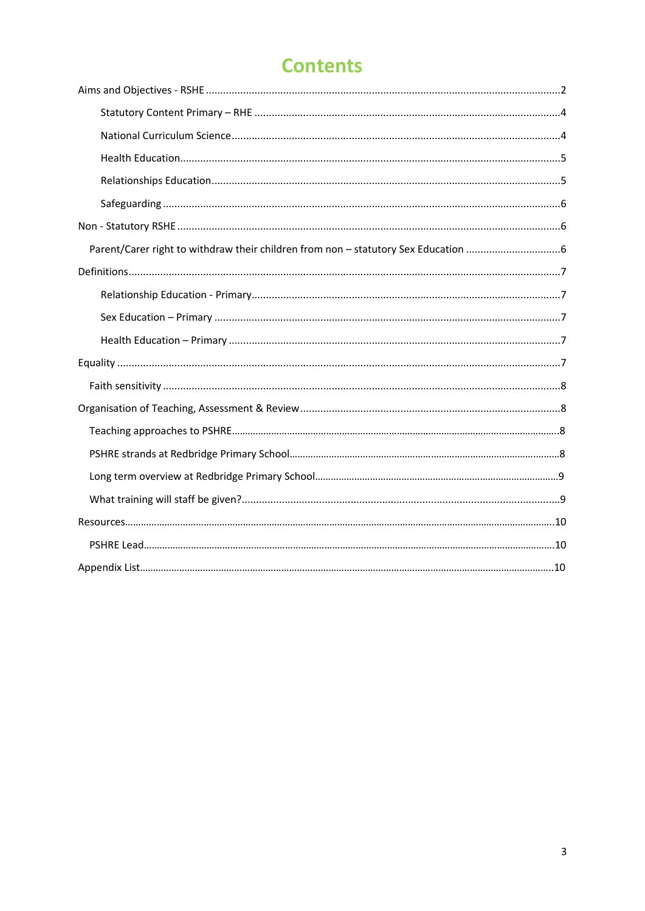# Contents

Aims and Objectives - RSHE ........ 2

- Statutory Content Primary – RHE ........ 4
- National Curriculum Science ........ 4
- Health Education ........ 5
- Relationships Education ........ 5
- Safeguarding ........ 6

Non - Statutory RSHE ........ 6

- Parent/Carer right to withdraw their children from non – statutory Sex Education ........ 6

Definitions ........ 7

- Relationship Education - Primary ........ 7
- Sex Education – Primary ........ 7
- Health Education – Primary ........ 7

Equality ........ 7

- Faith sensitivity ........ 8

Organisation of Teaching, Assessment & Review ........ 8

- Teaching approaches to PSHRE ........ 8
- PSHRE strands at Redbridge Primary School ........ 8
- Long term overview at Redbridge Primary School ........ 9
- What training will staff be given? ........ 9

Resources ........ 10

- PSHRE Lead ........ 10

Appendix List ........ 10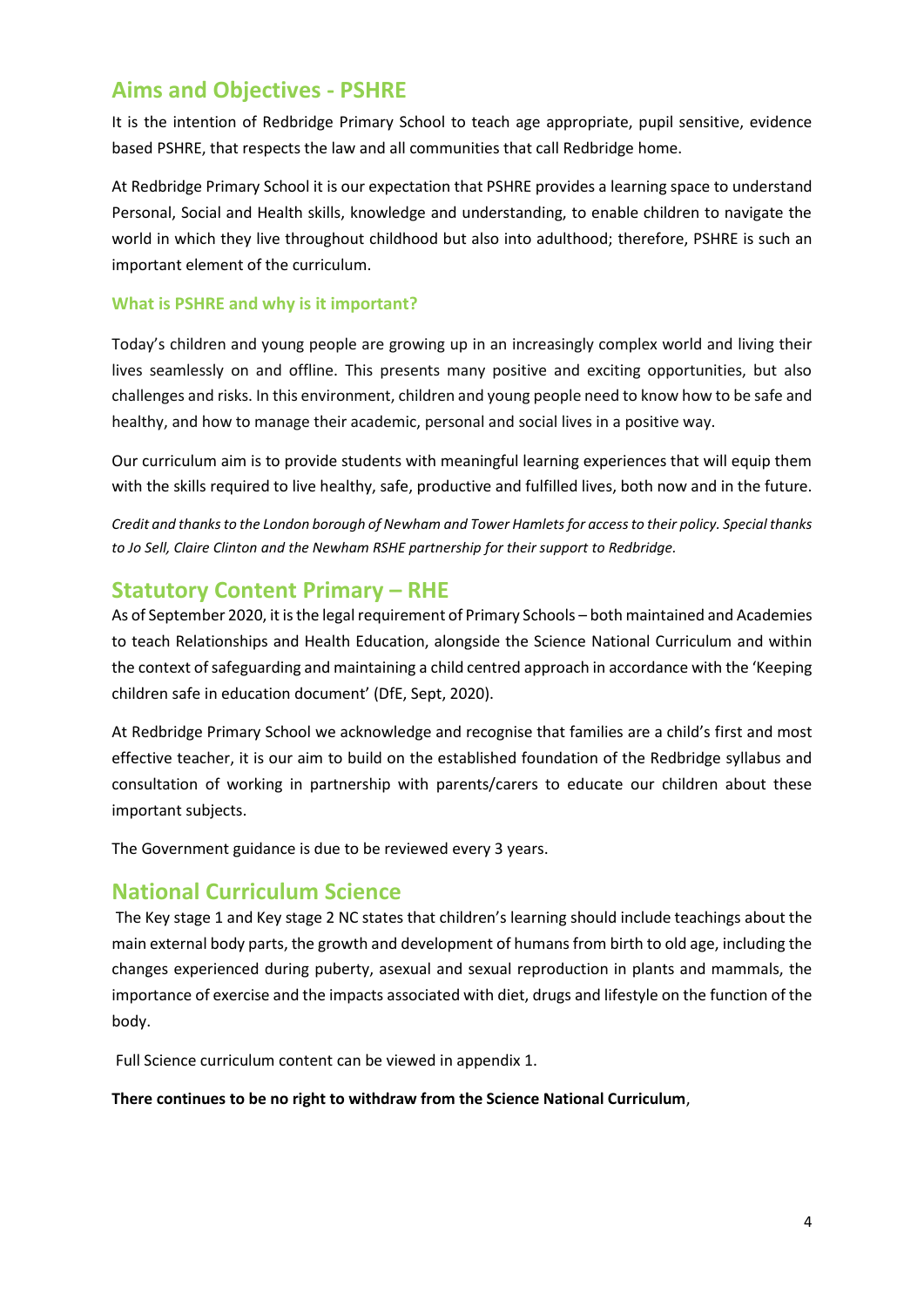## Aims and Objectives - PSHRE

It is the intention of Redbridge Primary School to teach age appropriate, pupil sensitive, evidence based PSHRE, that respects the law and all communities that call Redbridge home.

At Redbridge Primary School it is our expectation that PSHRE provides a learning space to understand Personal, Social and Health skills, knowledge and understanding, to enable children to navigate the world in which they live throughout childhood but also into adulthood; therefore, PSHRE is such an important element of the curriculum.

### What is PSHRE and why is it important?

Today's children and young people are growing up in an increasingly complex world and living their lives seamlessly on and offline. This presents many positive and exciting opportunities, but also challenges and risks. In this environment, children and young people need to know how to be safe and healthy, and how to manage their academic, personal and social lives in a positive way.

Our curriculum aim is to provide students with meaningful learning experiences that will equip them with the skills required to live healthy, safe, productive and fulfilled lives, both now and in the future.

*Credit and thanks to the London borough of Newham and Tower Hamlets for access to their policy. Special thanks to Jo Sell, Claire Clinton and the Newham RSHE partnership for their support to Redbridge.*

## Statutory Content Primary – RHE

As of September 2020, it is the legal requirement of Primary Schools – both maintained and Academies to teach Relationships and Health Education, alongside the Science National Curriculum and within the context of safeguarding and maintaining a child centred approach in accordance with the 'Keeping children safe in education document' (DfE, Sept, 2020).

At Redbridge Primary School we acknowledge and recognise that families are a child's first and most effective teacher, it is our aim to build on the established foundation of the Redbridge syllabus and consultation of working in partnership with parents/carers to educate our children about these important subjects.

The Government guidance is due to be reviewed every 3 years.

## National Curriculum Science

The Key stage 1 and Key stage 2 NC states that children's learning should include teachings about the main external body parts, the growth and development of humans from birth to old age, including the changes experienced during puberty, asexual and sexual reproduction in plants and mammals, the importance of exercise and the impacts associated with diet, drugs and lifestyle on the function of the body.

Full Science curriculum content can be viewed in appendix 1.

**There continues to be no right to withdraw from the Science National Curriculum**,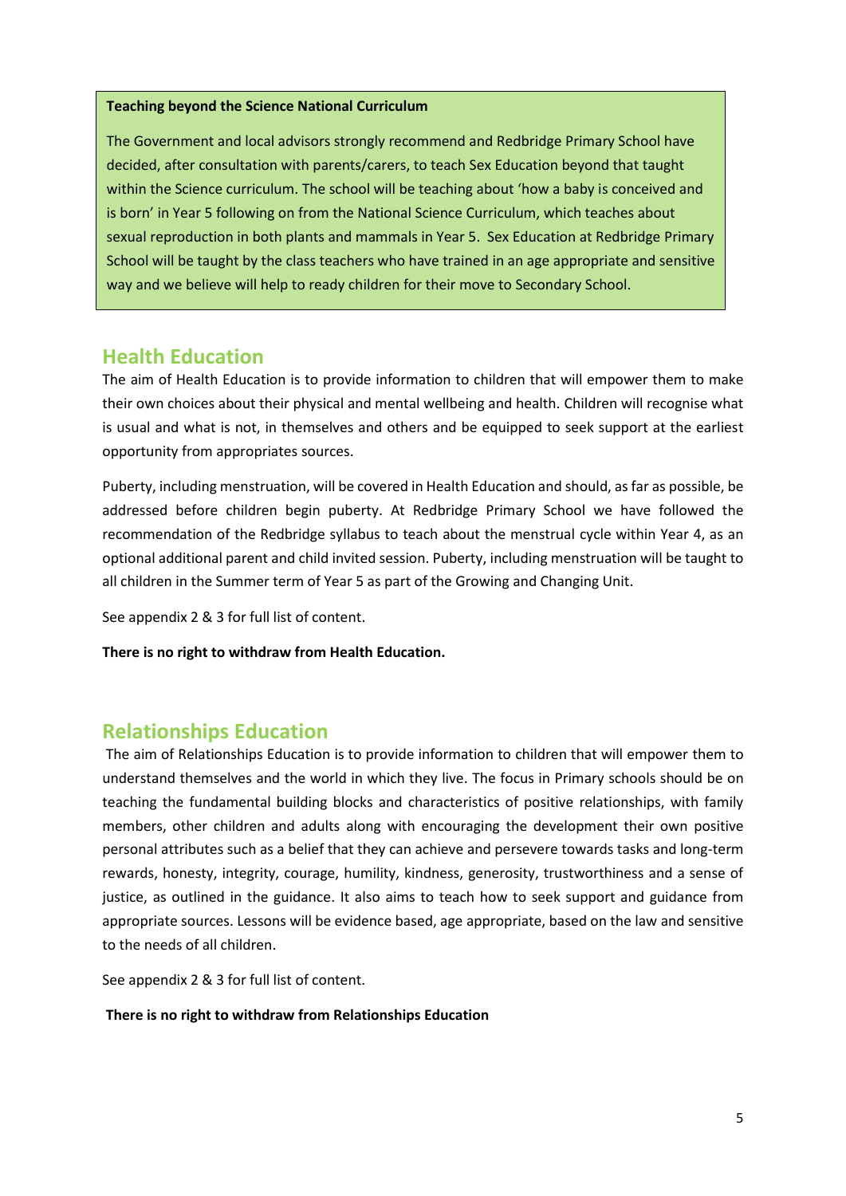**Teaching beyond the Science National Curriculum**

The Government and local advisors strongly recommend and Redbridge Primary School have decided, after consultation with parents/carers, to teach Sex Education beyond that taught within the Science curriculum. The school will be teaching about 'how a baby is conceived and is born' in Year 5 following on from the National Science Curriculum, which teaches about sexual reproduction in both plants and mammals in Year 5. Sex Education at Redbridge Primary School will be taught by the class teachers who have trained in an age appropriate and sensitive way and we believe will help to ready children for their move to Secondary School.

## Health Education

The aim of Health Education is to provide information to children that will empower them to make their own choices about their physical and mental wellbeing and health. Children will recognise what is usual and what is not, in themselves and others and be equipped to seek support at the earliest opportunity from appropriates sources.

Puberty, including menstruation, will be covered in Health Education and should, as far as possible, be addressed before children begin puberty. At Redbridge Primary School we have followed the recommendation of the Redbridge syllabus to teach about the menstrual cycle within Year 4, as an optional additional parent and child invited session. Puberty, including menstruation will be taught to all children in the Summer term of Year 5 as part of the Growing and Changing Unit.

See appendix 2 & 3 for full list of content.

**There is no right to withdraw from Health Education.**

## Relationships Education

The aim of Relationships Education is to provide information to children that will empower them to understand themselves and the world in which they live. The focus in Primary schools should be on teaching the fundamental building blocks and characteristics of positive relationships, with family members, other children and adults along with encouraging the development their own positive personal attributes such as a belief that they can achieve and persevere towards tasks and long-term rewards, honesty, integrity, courage, humility, kindness, generosity, trustworthiness and a sense of justice, as outlined in the guidance. It also aims to teach how to seek support and guidance from appropriate sources. Lessons will be evidence based, age appropriate, based on the law and sensitive to the needs of all children.

See appendix 2 & 3 for full list of content.

**There is no right to withdraw from Relationships Education**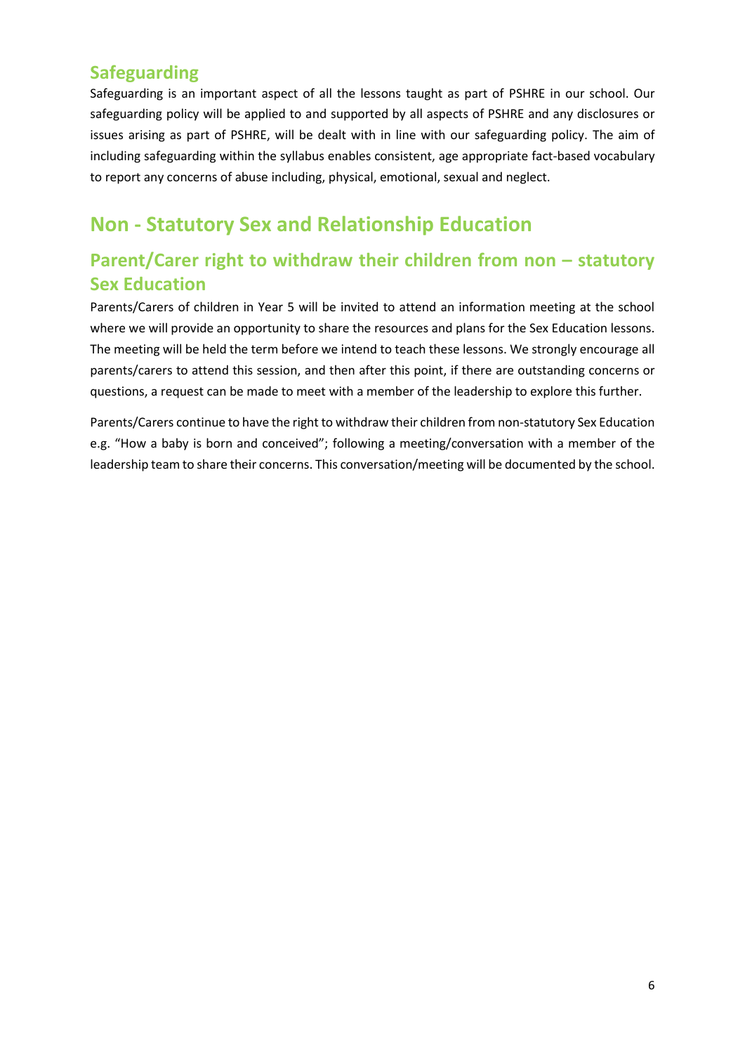## Safeguarding

Safeguarding is an important aspect of all the lessons taught as part of PSHRE in our school. Our safeguarding policy will be applied to and supported by all aspects of PSHRE and any disclosures or issues arising as part of PSHRE, will be dealt with in line with our safeguarding policy. The aim of including safeguarding within the syllabus enables consistent, age appropriate fact-based vocabulary to report any concerns of abuse including, physical, emotional, sexual and neglect.

# Non - Statutory Sex and Relationship Education

## Parent/Carer right to withdraw their children from non – statutory Sex Education

Parents/Carers of children in Year 5 will be invited to attend an information meeting at the school where we will provide an opportunity to share the resources and plans for the Sex Education lessons. The meeting will be held the term before we intend to teach these lessons. We strongly encourage all parents/carers to attend this session, and then after this point, if there are outstanding concerns or questions, a request can be made to meet with a member of the leadership to explore this further.

Parents/Carers continue to have the right to withdraw their children from non-statutory Sex Education e.g. "How a baby is born and conceived"; following a meeting/conversation with a member of the leadership team to share their concerns. This conversation/meeting will be documented by the school.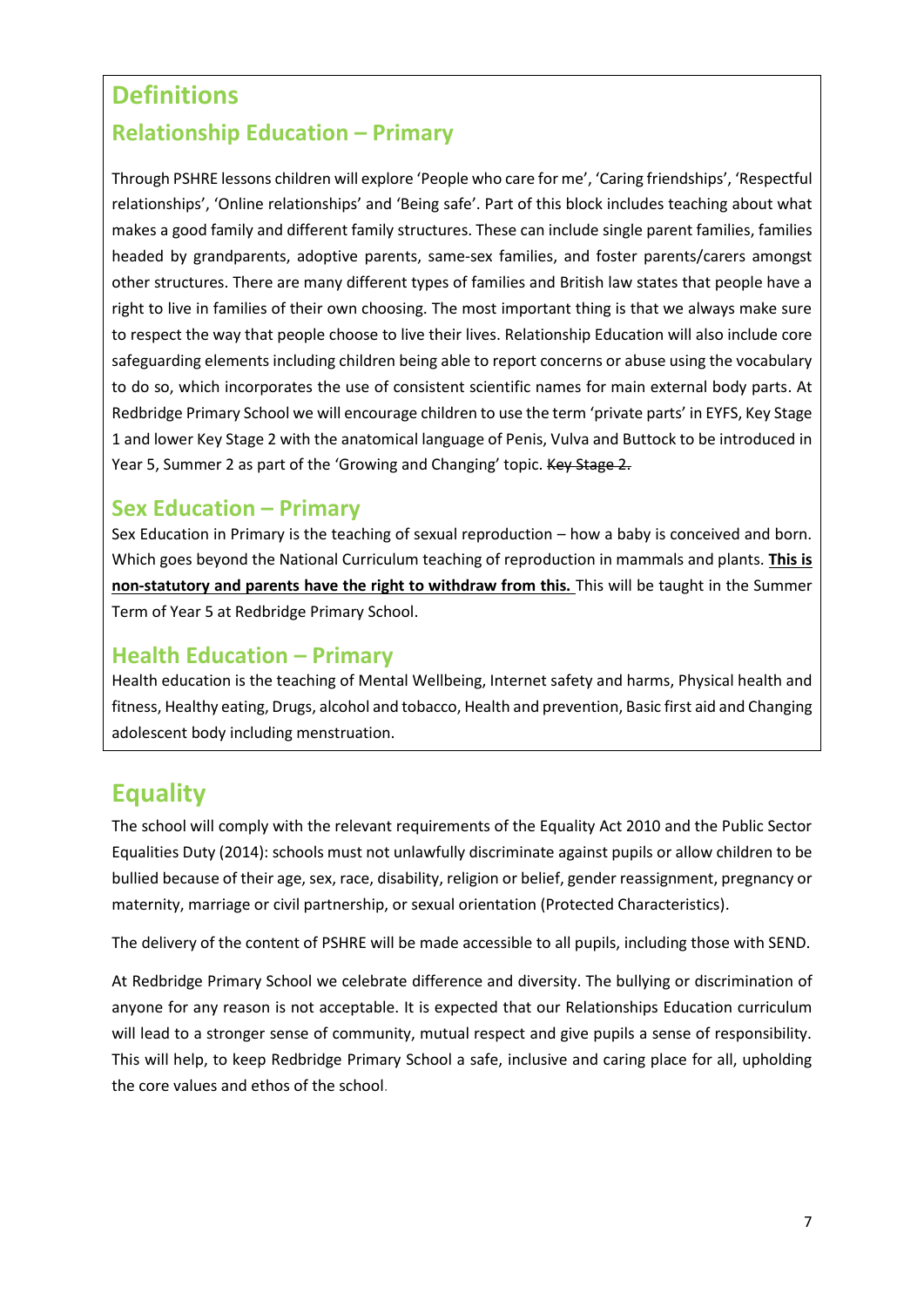# Definitions

## Relationship Education – Primary

Through PSHRE lessons children will explore 'People who care for me', 'Caring friendships', 'Respectful relationships', 'Online relationships' and 'Being safe'. Part of this block includes teaching about what makes a good family and different family structures. These can include single parent families, families headed by grandparents, adoptive parents, same-sex families, and foster parents/carers amongst other structures. There are many different types of families and British law states that people have a right to live in families of their own choosing. The most important thing is that we always make sure to respect the way that people choose to live their lives. Relationship Education will also include core safeguarding elements including children being able to report concerns or abuse using the vocabulary to do so, which incorporates the use of consistent scientific names for main external body parts. At Redbridge Primary School we will encourage children to use the term 'private parts' in EYFS, Key Stage 1 and lower Key Stage 2 with the anatomical language of Penis, Vulva and Buttock to be introduced in Year 5, Summer 2 as part of the 'Growing and Changing' topic. ~~Key Stage 2.~~

## Sex Education – Primary

Sex Education in Primary is the teaching of sexual reproduction – how a baby is conceived and born. Which goes beyond the National Curriculum teaching of reproduction in mammals and plants. **This is non-statutory and parents have the right to withdraw from this.** This will be taught in the Summer Term of Year 5 at Redbridge Primary School.

## Health Education – Primary

Health education is the teaching of Mental Wellbeing, Internet safety and harms, Physical health and fitness, Healthy eating, Drugs, alcohol and tobacco, Health and prevention, Basic first aid and Changing adolescent body including menstruation.

# Equality

The school will comply with the relevant requirements of the Equality Act 2010 and the Public Sector Equalities Duty (2014): schools must not unlawfully discriminate against pupils or allow children to be bullied because of their age, sex, race, disability, religion or belief, gender reassignment, pregnancy or maternity, marriage or civil partnership, or sexual orientation (Protected Characteristics).

The delivery of the content of PSHRE will be made accessible to all pupils, including those with SEND.

At Redbridge Primary School we celebrate difference and diversity. The bullying or discrimination of anyone for any reason is not acceptable. It is expected that our Relationships Education curriculum will lead to a stronger sense of community, mutual respect and give pupils a sense of responsibility. This will help, to keep Redbridge Primary School a safe, inclusive and caring place for all, upholding the core values and ethos of the school.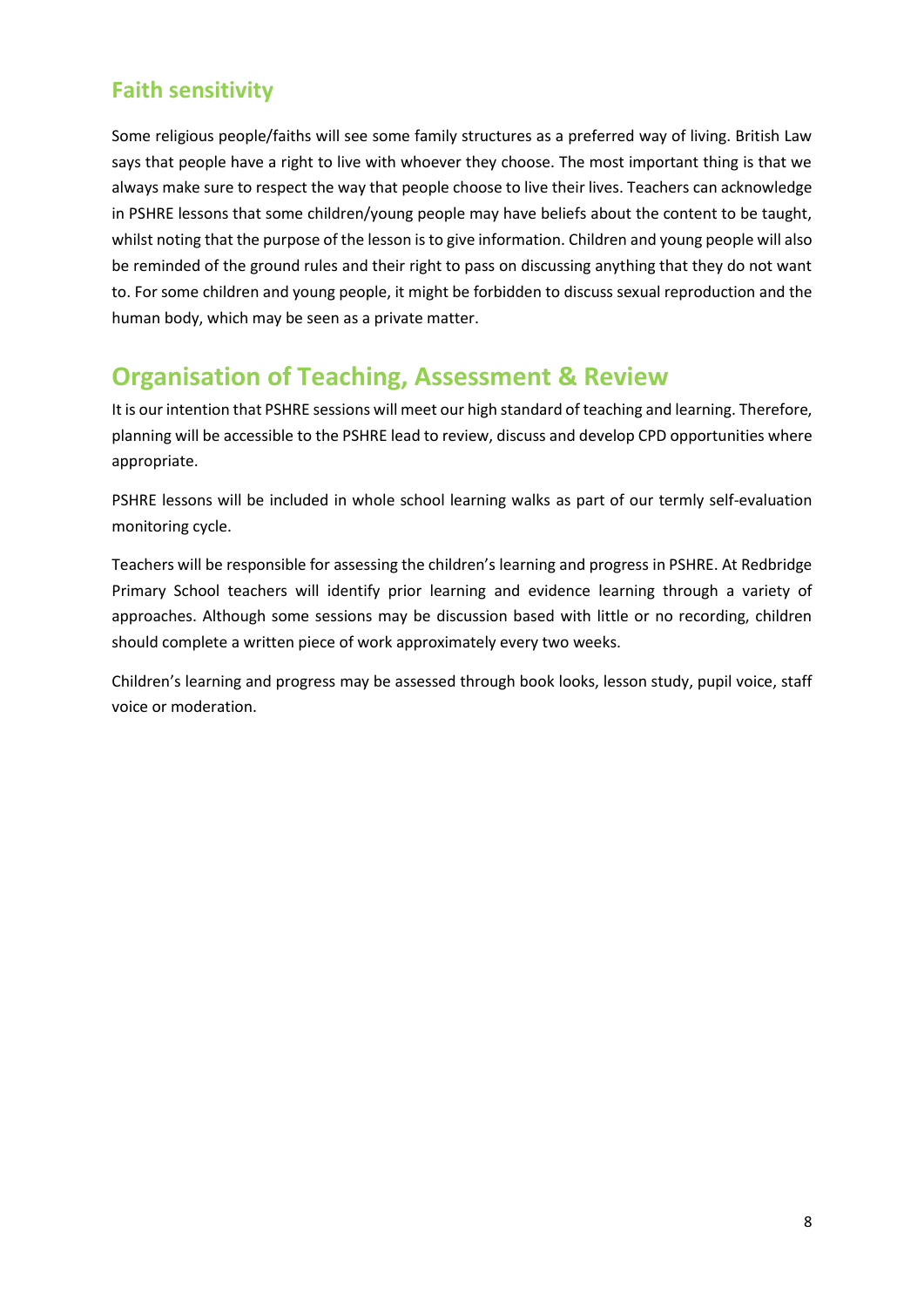## Faith sensitivity

Some religious people/faiths will see some family structures as a preferred way of living. British Law says that people have a right to live with whoever they choose. The most important thing is that we always make sure to respect the way that people choose to live their lives. Teachers can acknowledge in PSHRE lessons that some children/young people may have beliefs about the content to be taught, whilst noting that the purpose of the lesson is to give information. Children and young people will also be reminded of the ground rules and their right to pass on discussing anything that they do not want to. For some children and young people, it might be forbidden to discuss sexual reproduction and the human body, which may be seen as a private matter.

# Organisation of Teaching, Assessment & Review

It is our intention that PSHRE sessions will meet our high standard of teaching and learning. Therefore, planning will be accessible to the PSHRE lead to review, discuss and develop CPD opportunities where appropriate.

PSHRE lessons will be included in whole school learning walks as part of our termly self-evaluation monitoring cycle.

Teachers will be responsible for assessing the children's learning and progress in PSHRE. At Redbridge Primary School teachers will identify prior learning and evidence learning through a variety of approaches. Although some sessions may be discussion based with little or no recording, children should complete a written piece of work approximately every two weeks.

Children's learning and progress may be assessed through book looks, lesson study, pupil voice, staff voice or moderation.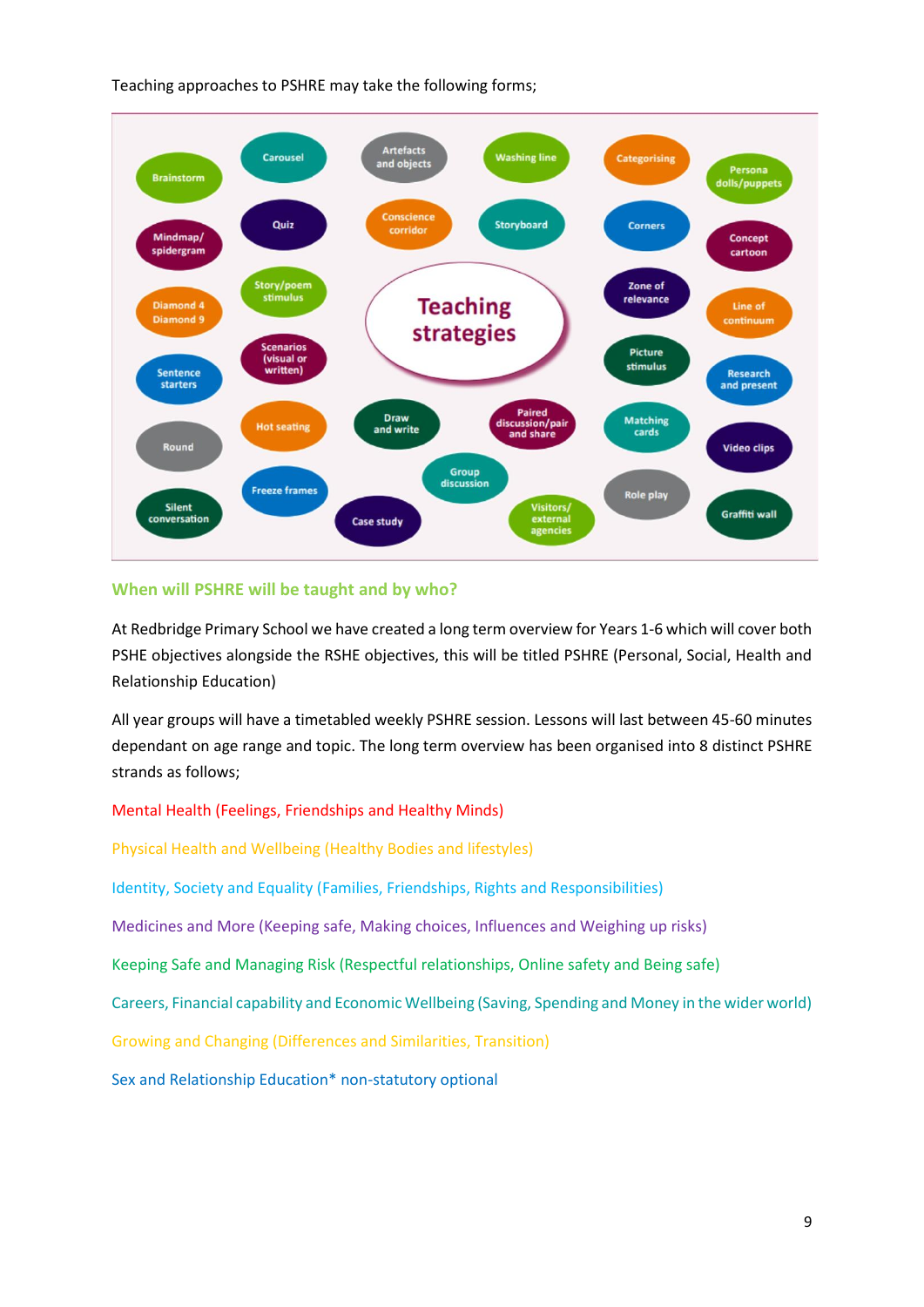Teaching approaches to PSHRE may take the following forms;

**Teaching strategies**

- Brainstorm
- Carousel
- Artefacts and objects
- Washing line
- Categorising
- Persona dolls/puppets
- Mindmap/ spidergram
- Quiz
- Conscience corridor
- Storyboard
- Corners
- Concept cartoon
- Diamond 4 Diamond 9
- Story/poem stimulus
- Zone of relevance
- Line of continuum
- Sentence starters
- Scenarios (visual or written)
- Picture stimulus
- Research and present
- Round
- Hot seating
- Draw and write
- Paired discussion/pair and share
- Matching cards
- Video clips
- Freeze frames
- Group discussion
- Silent conversation
- Case study
- Visitors/ external agencies
- Role play
- Graffiti wall

## When will PSHRE will be taught and by who?

At Redbridge Primary School we have created a long term overview for Years 1-6 which will cover both PSHE objectives alongside the RSHE objectives, this will be titled PSHRE (Personal, Social, Health and Relationship Education)

All year groups will have a timetabled weekly PSHRE session. Lessons will last between 45-60 minutes dependant on age range and topic. The long term overview has been organised into 8 distinct PSHRE strands as follows;

Mental Health (Feelings, Friendships and Healthy Minds)

Physical Health and Wellbeing (Healthy Bodies and lifestyles)

Identity, Society and Equality (Families, Friendships, Rights and Responsibilities)

Medicines and More (Keeping safe, Making choices, Influences and Weighing up risks)

Keeping Safe and Managing Risk (Respectful relationships, Online safety and Being safe)

Careers, Financial capability and Economic Wellbeing (Saving, Spending and Money in the wider world)

Growing and Changing (Differences and Similarities, Transition)

Sex and Relationship Education* non-statutory optional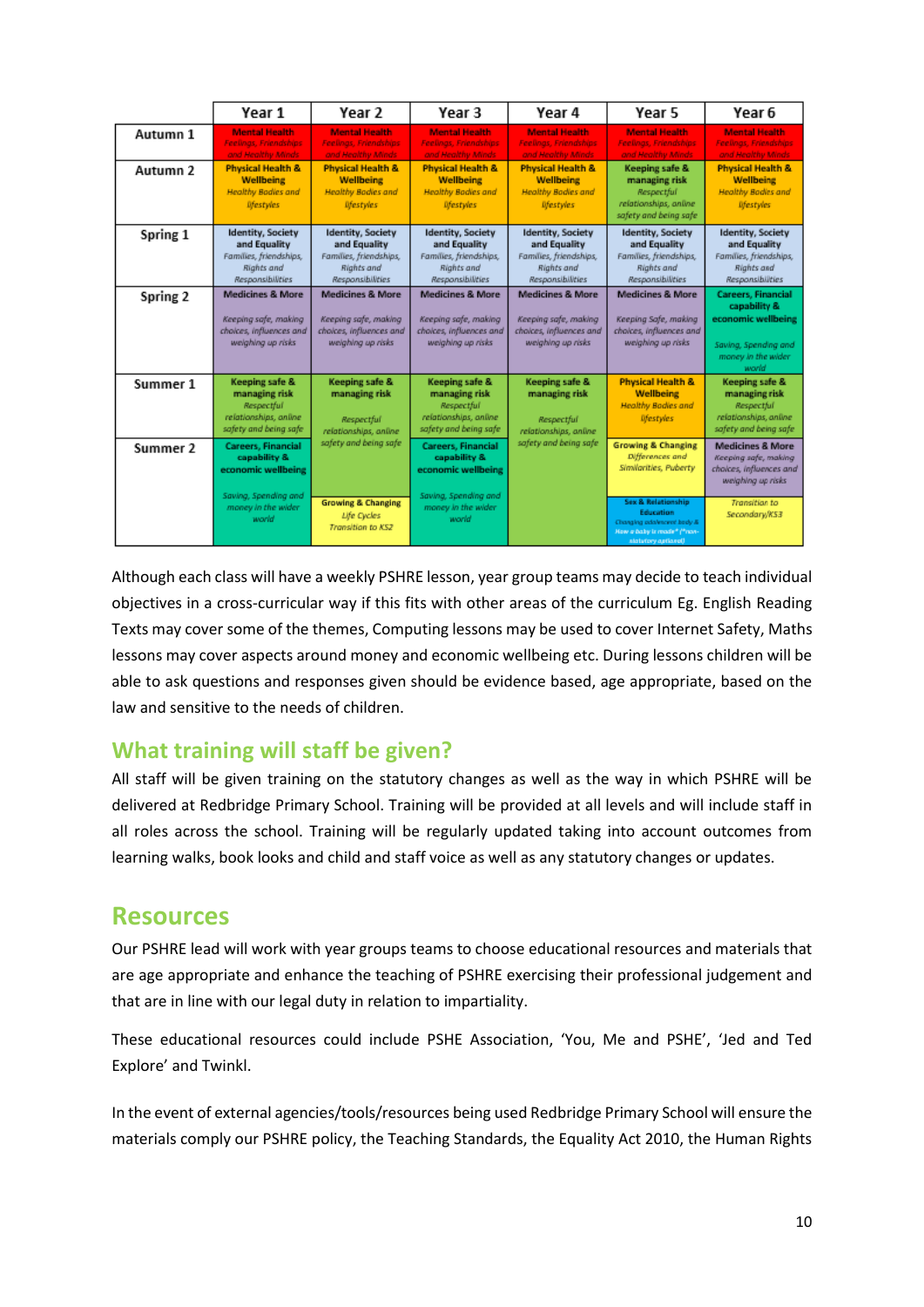| | Year 1 | Year 2 | Year 3 | Year 4 | Year 5 | Year 6 |
|---|---|---|---|---|---|---|
| Autumn 1 | **Mental Health** *Feelings, Friendships and Healthy Minds* | **Mental Health** *Feelings, Friendships and Healthy Minds* | **Mental Health** *Feelings, Friendships and Healthy Minds* | **Mental Health** *Feelings, Friendships and Healthy Minds* | **Mental Health** *Feelings, Friendships and Healthy Minds* | **Mental Health** *Feelings, Friendships and Healthy Minds* |
| Autumn 2 | **Physical Health & Wellbeing** *Healthy Bodies and lifestyles* | **Physical Health & Wellbeing** *Healthy Bodies and lifestyles* | **Physical Health & Wellbeing** *Healthy Bodies and lifestyles* | **Physical Health & Wellbeing** *Healthy Bodies and lifestyles* | **Keeping safe & managing risk** *Respectful relationships, online safety and being safe* | **Physical Health & Wellbeing** *Healthy Bodies and lifestyles* |
| Spring 1 | **Identity, Society and Equality** *Families, friendships, Rights and Responsibilities* | **Identity, Society and Equality** *Families, friendships, Rights and Responsibilities* | **Identity, Society and Equality** *Families, friendships, Rights and Responsibilities* | **Identity, Society and Equality** *Families, friendships, Rights and Responsibilities* | **Identity, Society and Equality** *Families, friendships, Rights and Responsibilities* | **Identity, Society and Equality** *Families, friendships, Rights and Responsibilities* |
| Spring 2 | **Medicines & More** *Keeping safe, making choices, influences and weighing up risks* | **Medicines & More** *Keeping safe, making choices, influences and weighing up risks* | **Medicines & More** *Keeping safe, making choices, influences and weighing up risks* | **Medicines & More** *Keeping safe, making choices, influences and weighing up risks* | **Medicines & More** *Keeping Safe, making choices, influences and weighing up risks* | **Careers, Financial capability & economic wellbeing** *Saving, Spending and money in the wider world* |
| Summer 1 | **Keeping safe & managing risk** *Respectful relationships, online safety and being safe* | **Keeping safe & managing risk** *Respectful relationships, online safety and being safe* | **Keeping safe & managing risk** *Respectful relationships, online safety and being safe* | **Keeping safe & managing risk** *Respectful relationships, online safety and being safe* | **Physical Health & Wellbeing** *Healthy Bodies and lifestyles* | **Keeping safe & managing risk** *Respectful relationships, online safety and being safe* |
| Summer 2 | **Careers, Financial capability & economic wellbeing** *Saving, Spending and money in the wider world* | **Growing & Changing** *Life Cycles Transition to KS2* | **Careers, Financial capability & economic wellbeing** *Saving, Spending and money in the wider world* | | **Growing & Changing** *Differences and Similarities, Puberty* / **Sex & Relationship Education** *Changing adolescent body & How a baby is made\* (\*non-statutory optional)* | **Medicines & More** *Keeping safe, making choices, influences and weighing up risks* / *Transition to Secondary/KS3* |

Although each class will have a weekly PSHRE lesson, year group teams may decide to teach individual objectives in a cross-curricular way if this fits with other areas of the curriculum Eg. English Reading Texts may cover some of the themes, Computing lessons may be used to cover Internet Safety, Maths lessons may cover aspects around money and economic wellbeing etc. During lessons children will be able to ask questions and responses given should be evidence based, age appropriate, based on the law and sensitive to the needs of children.

## What training will staff be given?

All staff will be given training on the statutory changes as well as the way in which PSHRE will be delivered at Redbridge Primary School. Training will be provided at all levels and will include staff in all roles across the school. Training will be regularly updated taking into account outcomes from learning walks, book looks and child and staff voice as well as any statutory changes or updates.

## Resources

Our PSHRE lead will work with year groups teams to choose educational resources and materials that are age appropriate and enhance the teaching of PSHRE exercising their professional judgement and that are in line with our legal duty in relation to impartiality.

These educational resources could include PSHE Association, 'You, Me and PSHE', 'Jed and Ted Explore' and Twinkl.

In the event of external agencies/tools/resources being used Redbridge Primary School will ensure the materials comply our PSHRE policy, the Teaching Standards, the Equality Act 2010, the Human Rights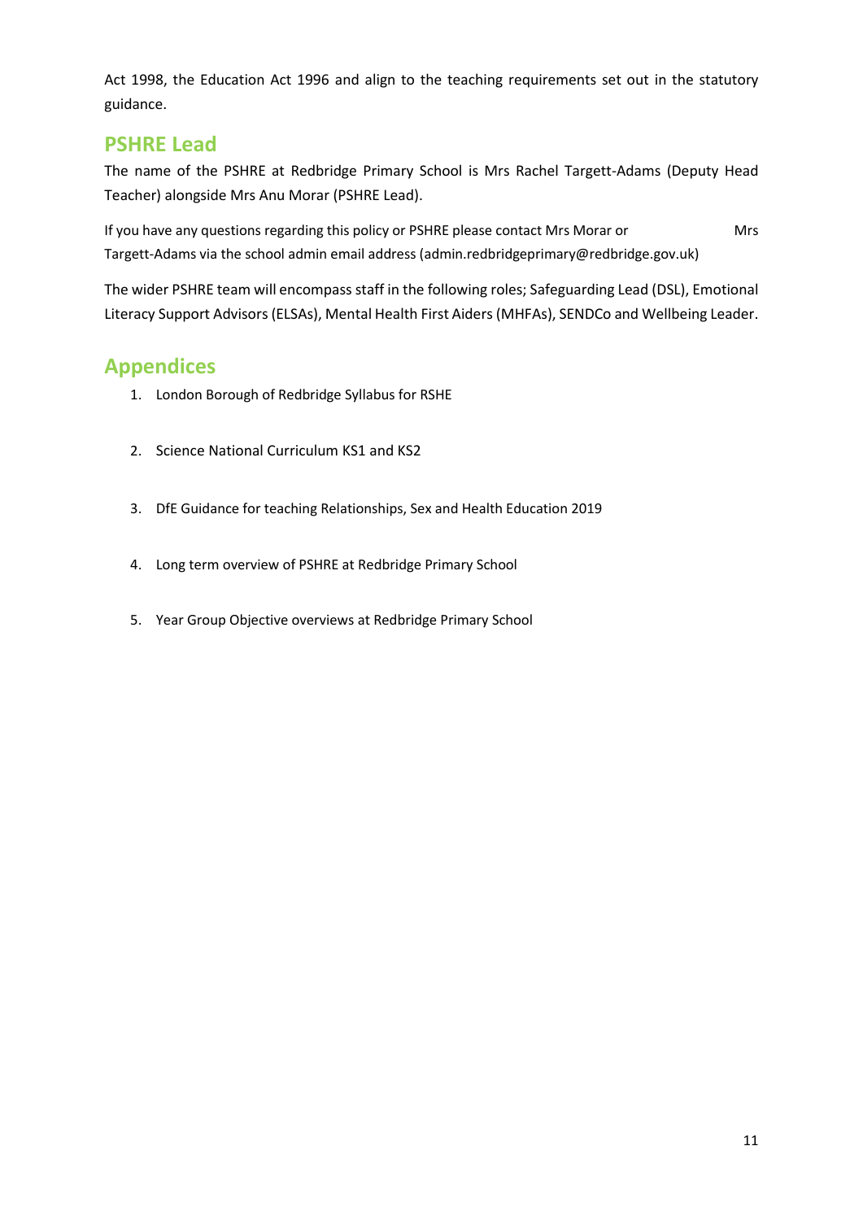Act 1998, the Education Act 1996 and align to the teaching requirements set out in the statutory guidance.

## PSHRE Lead

The name of the PSHRE at Redbridge Primary School is Mrs Rachel Targett-Adams (Deputy Head Teacher) alongside Mrs Anu Morar (PSHRE Lead).

If you have any questions regarding this policy or PSHRE please contact Mrs Morar or Mrs Targett-Adams via the school admin email address (admin.redbridgeprimary@redbridge.gov.uk)

The wider PSHRE team will encompass staff in the following roles; Safeguarding Lead (DSL), Emotional Literacy Support Advisors (ELSAs), Mental Health First Aiders (MHFAs), SENDCo and Wellbeing Leader.

## Appendices

1. London Borough of Redbridge Syllabus for RSHE
2. Science National Curriculum KS1 and KS2
3. DfE Guidance for teaching Relationships, Sex and Health Education 2019
4. Long term overview of PSHRE at Redbridge Primary School
5. Year Group Objective overviews at Redbridge Primary School